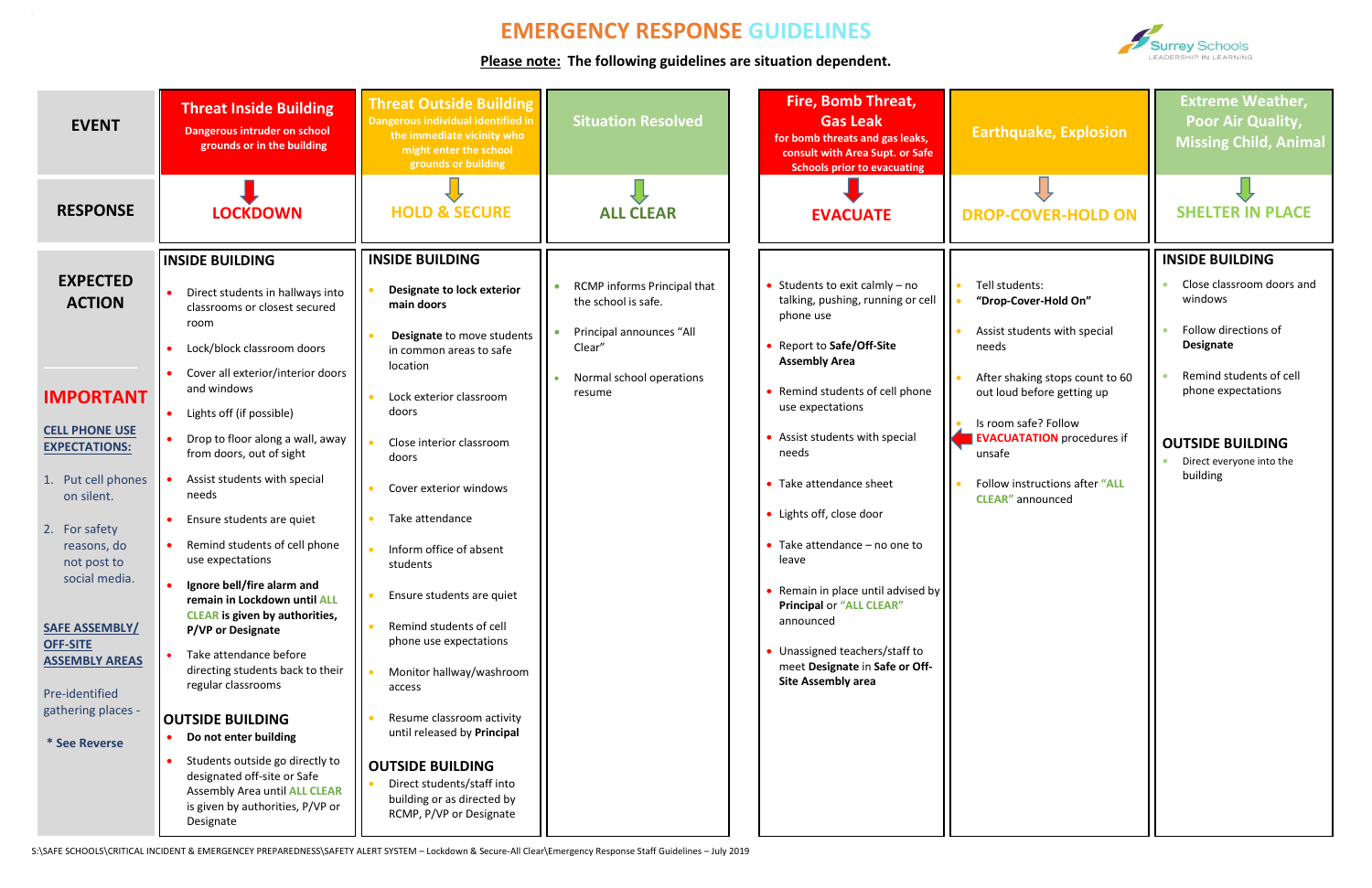# EMERGENCY RESPONSE GUIDELINES

**Please note: The following guidelines are situation dependent.**

| EVENT | Threat Inside Building<br>Dangerous intruder on school grounds or in the building | Threat Outside Building<br>Dangerous individual identified in the immediate vicinity who might enter the school grounds or building | Situation Resolved | Fire, Bomb Threat, Gas Leak<br>for bomb threats and gas leaks, consult with Area Supt. or Safe Schools prior to evacuating | Earthquake, Explosion | Extreme Weather, Poor Air Quality, Missing Child, Animal |
|---|---|---|---|---|---|---|
| **RESPONSE** | **LOCKDOWN** | **HOLD & SECURE** | **ALL CLEAR** | **EVACUATE** | **DROP-COVER-HOLD ON** | **SHELTER IN PLACE** |
| **EXPECTED ACTION** | **INSIDE BUILDING**<br>• Direct students in hallways into classrooms or closest secured room<br>• Lock/block classroom doors<br>• Cover all exterior/interior doors and windows<br>• Lights off (if possible)<br>• Drop to floor along a wall, away from doors, out of sight<br>• Assist students with special needs<br>• Ensure students are quiet<br>• Remind students of cell phone use expectations<br>• **Ignore bell/fire alarm and remain in Lockdown until ALL CLEAR is given by authorities, P/VP or Designate**<br>• Take attendance before directing students back to their regular classrooms<br>**OUTSIDE BUILDING**<br>• **Do not enter building**<br>• Students outside go directly to designated off-site or Safe Assembly Area until ALL CLEAR is given by authorities, P/VP or Designate | **INSIDE BUILDING**<br>• **Designate to lock exterior main doors**<br>• **Designate** to move students in common areas to safe location<br>• Lock exterior classroom doors<br>• Close interior classroom doors<br>• Cover exterior windows<br>• Take attendance<br>• Inform office of absent students<br>• Ensure students are quiet<br>• Remind students of cell phone use expectations<br>• Monitor hallway/washroom access<br>• Resume classroom activity until released by **Principal**<br>**OUTSIDE BUILDING**<br>• Direct students/staff into building or as directed by RCMP, P/VP or Designate | • RCMP informs Principal that the school is safe.<br>• Principal announces "All Clear"<br>• Normal school operations resume | • Students to exit calmly – no talking, pushing, running or cell phone use<br>• Report to **Safe/Off-Site Assembly Area**<br>• Remind students of cell phone use expectations<br>• Assist students with special needs<br>• Take attendance sheet<br>• Lights off, close door<br>• Take attendance – no one to leave<br>• Remain in place until advised by **Principal** or **"ALL CLEAR"** announced<br>• Unassigned teachers/staff to meet **Designate** in **Safe or Off-Site Assembly area** | • Tell students:<br>• **"Drop-Cover-Hold On"**<br>• Assist students with special needs<br>• After shaking stops count to 60 out loud before getting up<br>• Is room safe? Follow **EVACUATATION** procedures if unsafe<br>• Follow instructions after **"ALL CLEAR"** announced | **INSIDE BUILDING**<br>• Close classroom doors and windows<br>• Follow directions of **Designate**<br>• Remind students of cell phone expectations<br>**OUTSIDE BUILDING**<br>• Direct everyone into the building |

## IMPORTANT

**CELL PHONE USE EXPECTATIONS:**

1. Put cell phones on silent.
2. For safety reasons, do not post to social media.

**SAFE ASSEMBLY/ OFF-SITE ASSEMBLY AREAS**

Pre-identified gathering places -

**\* See Reverse**

S:\SAFE SCHOOLS\CRITICAL INCIDENT & EMERGENCEY PREPAREDNESS\SAFETY ALERT SYSTEM – Lockdown & Secure-All Clear\Emergency Response Staff Guidelines – July 2019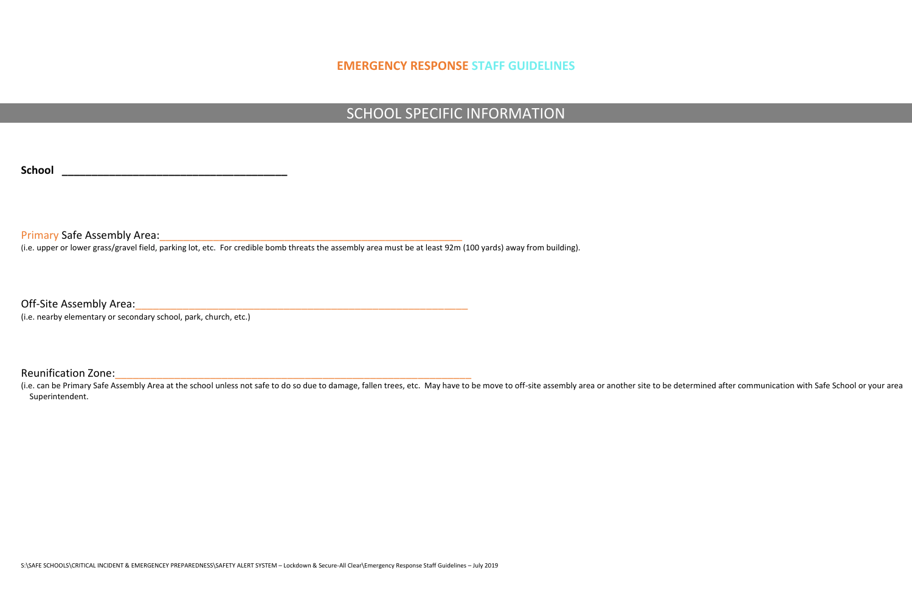**EMERGENCY RESPONSE STAFF GUIDELINES**

## SCHOOL SPECIFIC INFORMATION

**School** ___________________________________

Primary Safe Assembly Area:_______________________________________________

(i.e. upper or lower grass/gravel field, parking lot, etc. For credible bomb threats the assembly area must be at least 92m (100 yards) away from building).

Off-Site Assembly Area:____________________________________________________

(i.e. nearby elementary or secondary school, park, church, etc.)

Reunification Zone:_______________________________________________________

(i.e. can be Primary Safe Assembly Area at the school unless not safe to do so due to damage, fallen trees, etc. May have to be move to off-site assembly area or another site to be determined after communication with Safe School or your area Superintendent.

S:\SAFE SCHOOLS\CRITICAL INCIDENT & EMERGENCEY PREPAREDNESS\SAFETY ALERT SYSTEM – Lockdown & Secure-All Clear\Emergency Response Staff Guidelines – July 2019